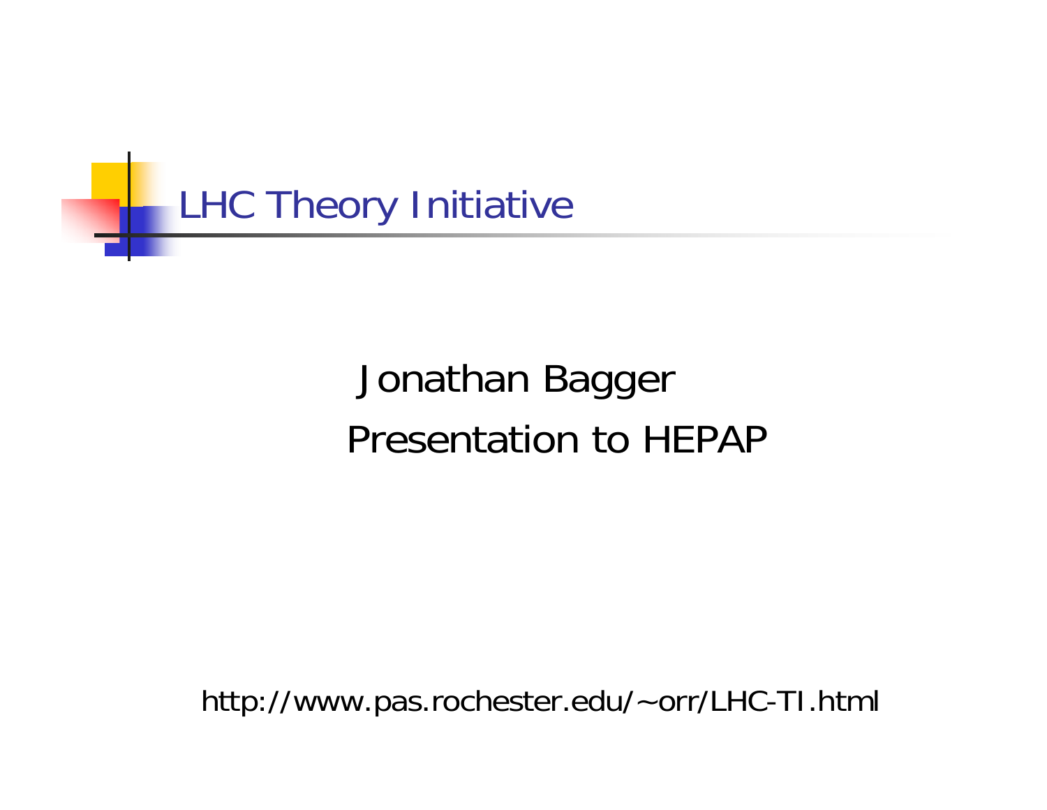# LHC Theory Initiative

Jonathan Bagger

Presentation to HEPAP

http://www.pas.rochester.edu/~orr/LHC-TI.html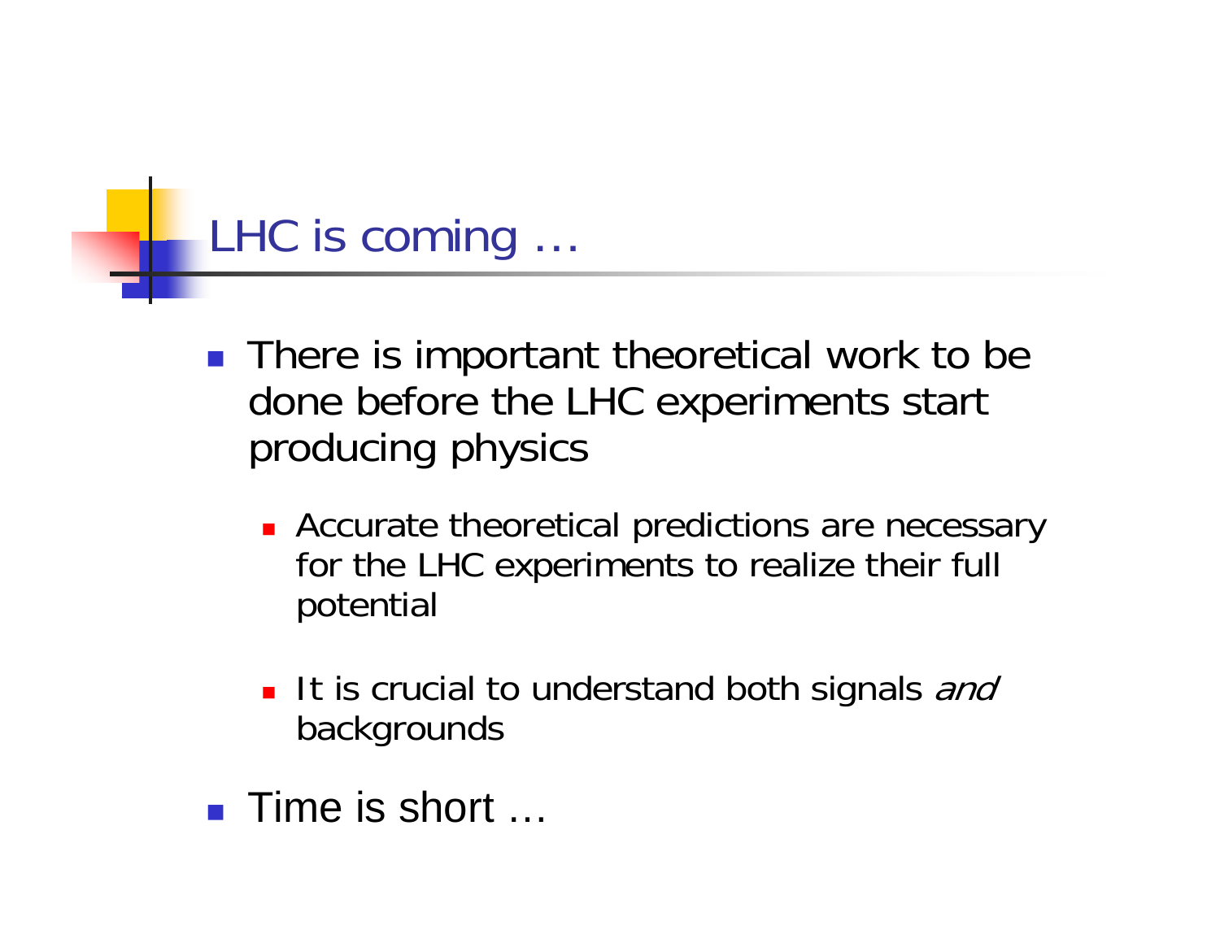## LHC is coming …

- There is important theoretical work to be done before the LHC experiments start producing physics
  - Accurate theoretical predictions are necessary for the LHC experiments to realize their full potential
  - It is crucial to understand both signals *and* backgrounds
- Time is short …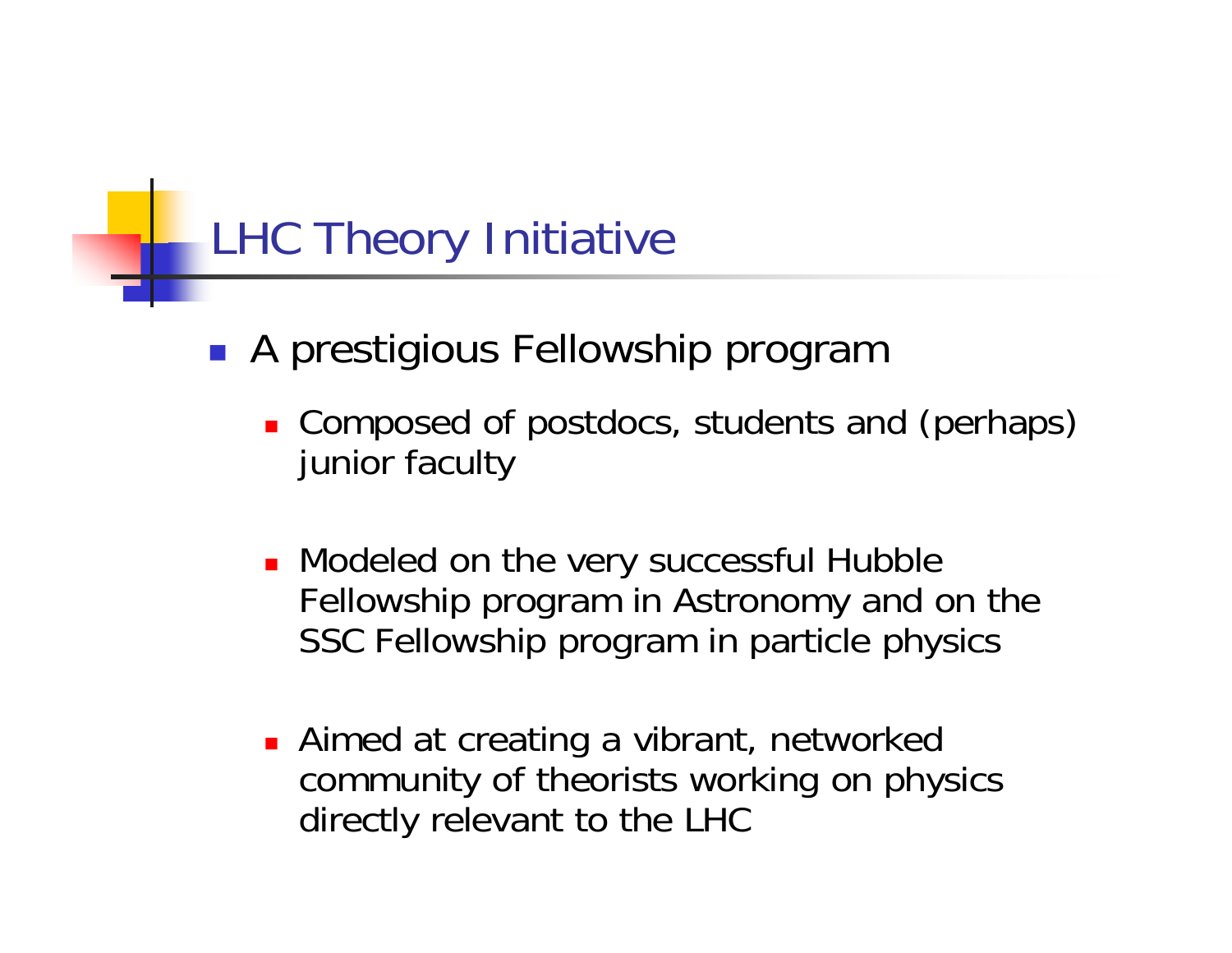# LHC Theory Initiative

- A prestigious Fellowship program
  - Composed of postdocs, students and (perhaps) junior faculty
  - Modeled on the very successful Hubble Fellowship program in Astronomy and on the SSC Fellowship program in particle physics
  - Aimed at creating a vibrant, networked community of theorists working on physics directly relevant to the LHC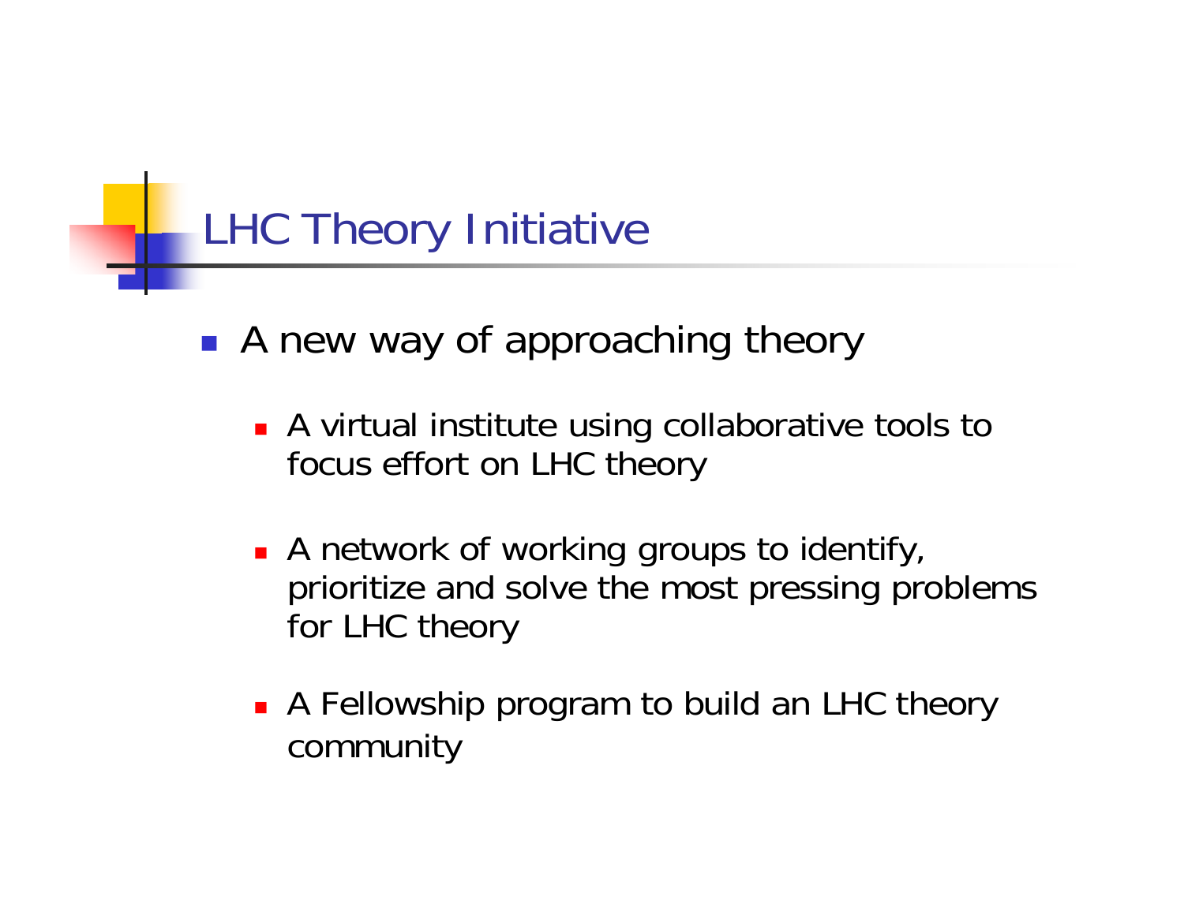# LHC Theory Initiative

- A new way of approaching theory
  - A virtual institute using collaborative tools to focus effort on LHC theory
  - A network of working groups to identify, prioritize and solve the most pressing problems for LHC theory
  - A Fellowship program to build an LHC theory community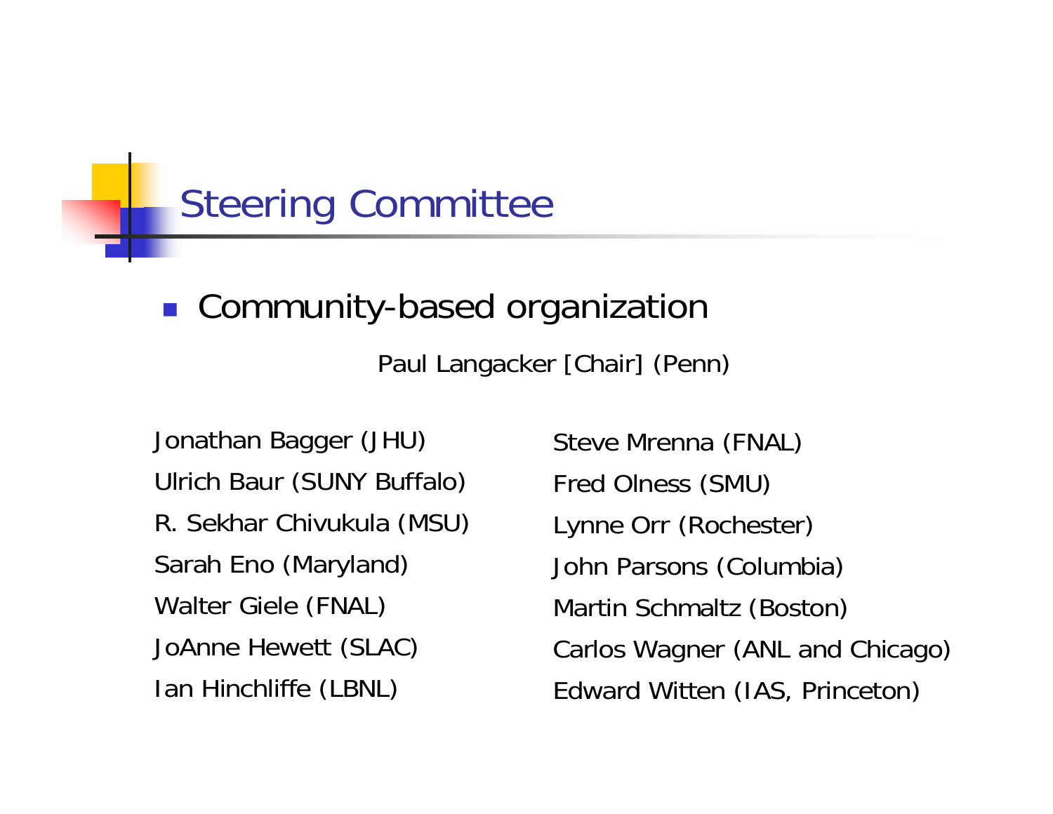# Steering Committee

- Community-based organization

Paul Langacker [Chair] (Penn)

Jonathan Bagger (JHU)

Ulrich Baur (SUNY Buffalo)

R. Sekhar Chivukula (MSU)

Sarah Eno (Maryland)

Walter Giele (FNAL)

JoAnne Hewett (SLAC)

Ian Hinchliffe (LBNL)

Steve Mrenna (FNAL)

Fred Olness (SMU)

Lynne Orr (Rochester)

John Parsons (Columbia)

Martin Schmaltz (Boston)

Carlos Wagner (ANL and Chicago)

Edward Witten (IAS, Princeton)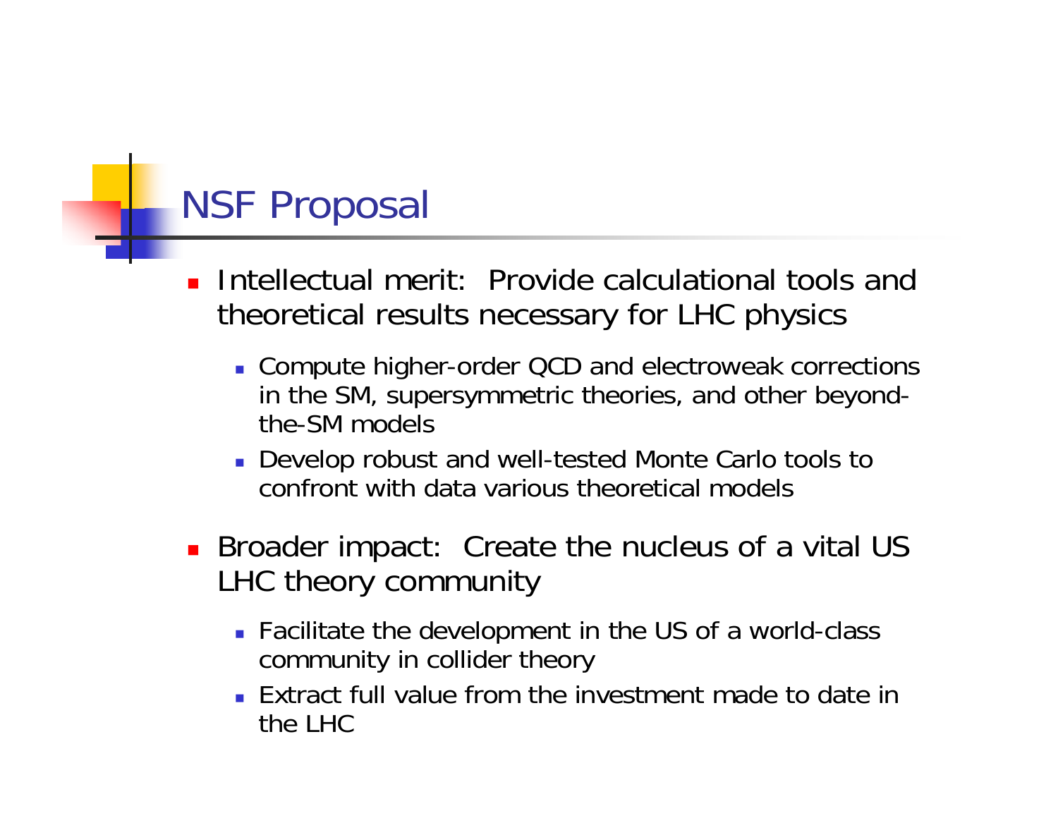# NSF Proposal

- Intellectual merit: Provide calculational tools and theoretical results necessary for LHC physics
  - Compute higher-order QCD and electroweak corrections in the SM, supersymmetric theories, and other beyond-the-SM models
  - Develop robust and well-tested Monte Carlo tools to confront with data various theoretical models
- Broader impact: Create the nucleus of a vital US LHC theory community
  - Facilitate the development in the US of a world-class community in collider theory
  - Extract full value from the investment made to date in the LHC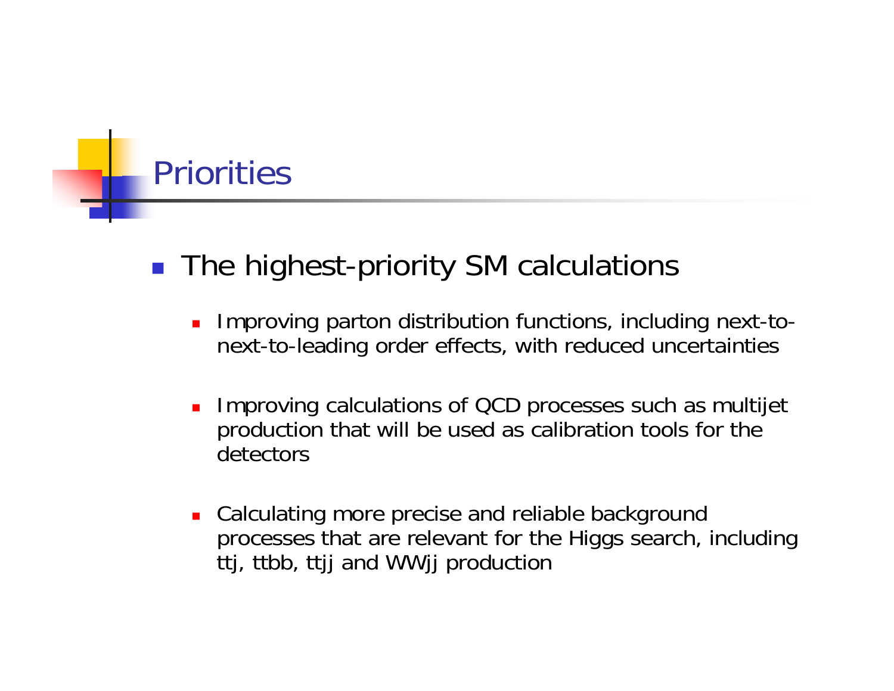# Priorities

- The highest-priority SM calculations
  - Improving parton distribution functions, including next-to-next-to-leading order effects, with reduced uncertainties
  - Improving calculations of QCD processes such as multijet production that will be used as calibration tools for the detectors
  - Calculating more precise and reliable background processes that are relevant for the Higgs search, including ttj, ttbb, ttjj and WWjj production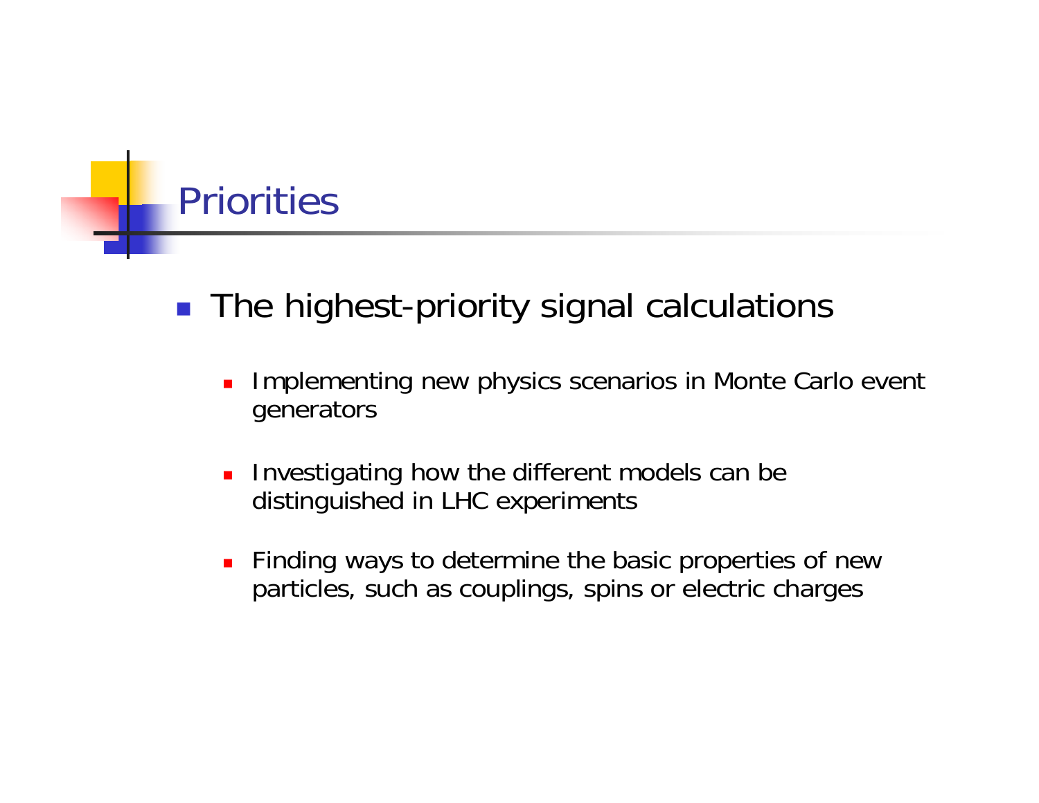# Priorities

- The highest-priority signal calculations
  - Implementing new physics scenarios in Monte Carlo event generators
  - Investigating how the different models can be distinguished in LHC experiments
  - Finding ways to determine the basic properties of new particles, such as couplings, spins or electric charges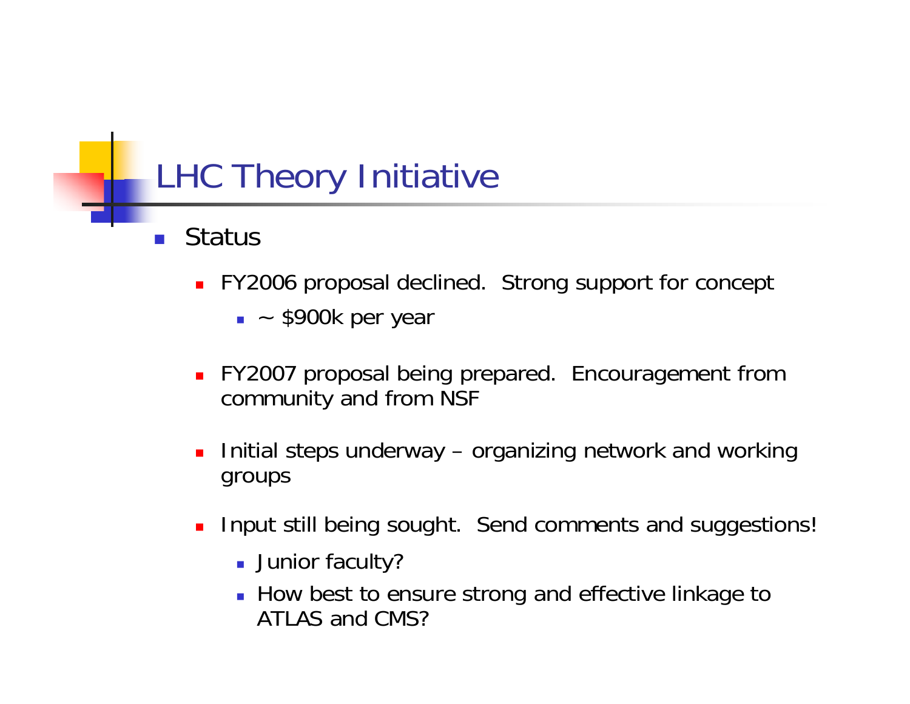# LHC Theory Initiative

- Status
  - FY2006 proposal declined. Strong support for concept
    - ~ $900k per year
  - FY2007 proposal being prepared. Encouragement from community and from NSF
  - Initial steps underway – organizing network and working groups
  - Input still being sought. Send comments and suggestions!
    - Junior faculty?
    - How best to ensure strong and effective linkage to ATLAS and CMS?